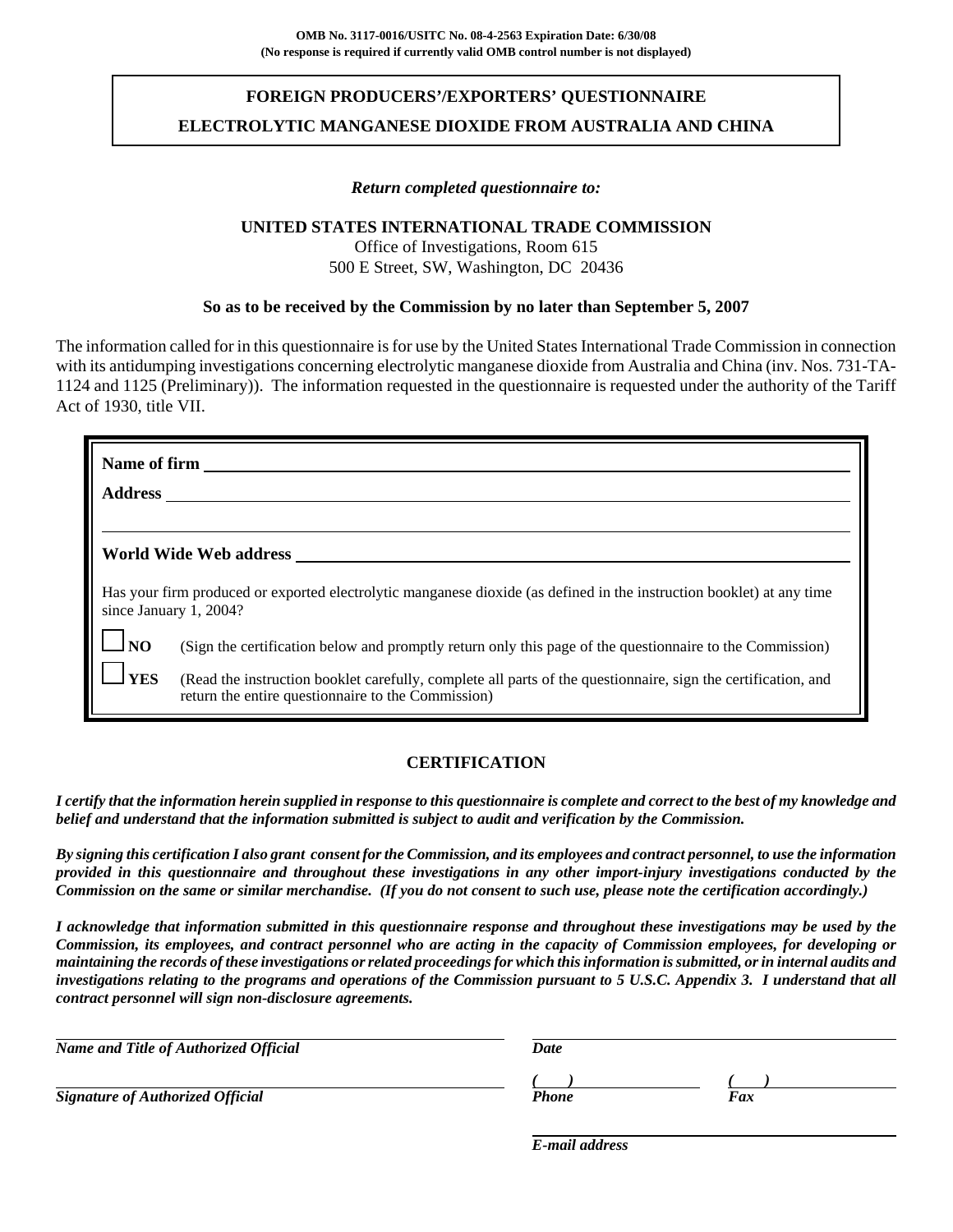**OMB No. 3117-0016/USITC No. 08-4-2563 Expiration Date: 6/30/08**
**(No response is required if currently valid OMB control number is not displayed)**

# FOREIGN PRODUCERS'/EXPORTERS' QUESTIONNAIRE

# ELECTROLYTIC MANGANESE DIOXIDE FROM AUSTRALIA AND CHINA

*Return completed questionnaire to:*

**UNITED STATES INTERNATIONAL TRADE COMMISSION**
Office of Investigations, Room 615
500 E Street, SW, Washington, DC 20436

**So as to be received by the Commission by no later than September 5, 2007**

The information called for in this questionnaire is for use by the United States International Trade Commission in connection with its antidumping investigations concerning electrolytic manganese dioxide from Australia and China (inv. Nos. 731-TA-1124 and 1125 (Preliminary)). The information requested in the questionnaire is requested under the authority of the Tariff Act of 1930, title VII.

**Name of firm** ______________________________

**Address** ______________________________

______________________________

**World Wide Web address** ______________________________

Has your firm produced or exported electrolytic manganese dioxide (as defined in the instruction booklet) at any time since January 1, 2004?

☐ **NO** (Sign the certification below and promptly return only this page of the questionnaire to the Commission)

☐ **YES** (Read the instruction booklet carefully, complete all parts of the questionnaire, sign the certification, and return the entire questionnaire to the Commission)

## CERTIFICATION

***I certify that the information herein supplied in response to this questionnaire is complete and correct to the best of my knowledge and belief and understand that the information submitted is subject to audit and verification by the Commission.***

***By signing this certification I also grant consent for the Commission, and its employees and contract personnel, to use the information provided in this questionnaire and throughout these investigations in any other import-injury investigations conducted by the Commission on the same or similar merchandise. (If you do not consent to such use, please note the certification accordingly.)***

***I acknowledge that information submitted in this questionnaire response and throughout these investigations may be used by the Commission, its employees, and contract personnel who are acting in the capacity of Commission employees, for developing or maintaining the records of these investigations or related proceedings for which this information is submitted, or in internal audits and investigations relating to the programs and operations of the Commission pursuant to 5 U.S.C. Appendix 3. I understand that all contract personnel will sign non-disclosure agreements.***

______________________________
***Name and Title of Authorized Official***

______________________________
***Date***

______________________________
***Signature of Authorized Official***

***( )*** ______________________________
***Phone***

***( )*** ______________________________
***Fax***

______________________________
***E-mail address***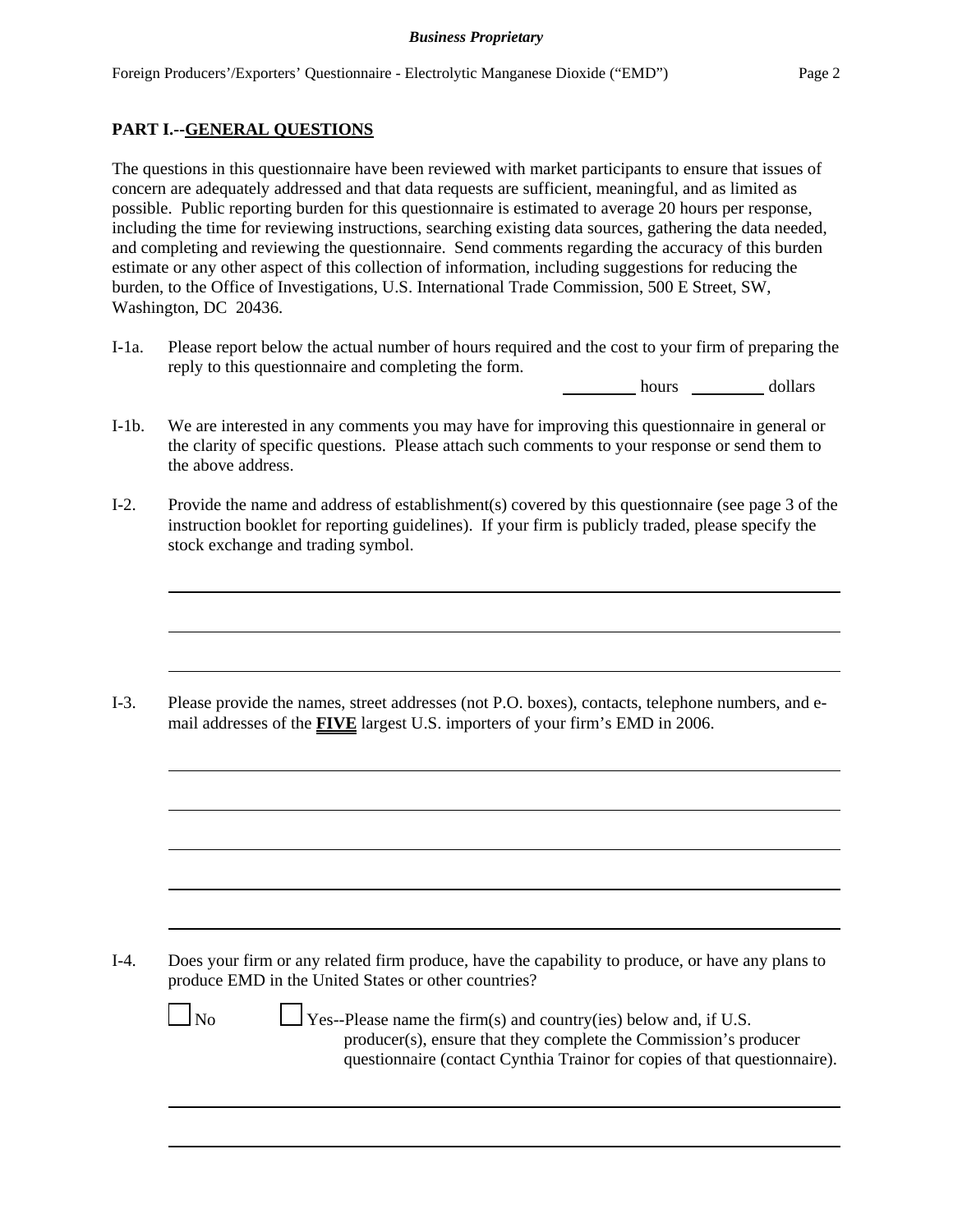## PART I.--GENERAL QUESTIONS

The questions in this questionnaire have been reviewed with market participants to ensure that issues of concern are adequately addressed and that data requests are sufficient, meaningful, and as limited as possible. Public reporting burden for this questionnaire is estimated to average 20 hours per response, including the time for reviewing instructions, searching existing data sources, gathering the data needed, and completing and reviewing the questionnaire. Send comments regarding the accuracy of this burden estimate or any other aspect of this collection of information, including suggestions for reducing the burden, to the Office of Investigations, U.S. International Trade Commission, 500 E Street, SW, Washington, DC 20436.

I-1a. Please report below the actual number of hours required and the cost to your firm of preparing the reply to this questionnaire and completing the form.

_________ hours _________ dollars

I-1b. We are interested in any comments you may have for improving this questionnaire in general or the clarity of specific questions. Please attach such comments to your response or send them to the above address.

I-2. Provide the name and address of establishment(s) covered by this questionnaire (see page 3 of the instruction booklet for reporting guidelines). If your firm is publicly traded, please specify the stock exchange and trading symbol.

______________________________________________________________________

______________________________________________________________________

______________________________________________________________________

I-3. Please provide the names, street addresses (not P.O. boxes), contacts, telephone numbers, and e-mail addresses of the **FIVE** largest U.S. importers of your firm's EMD in 2006.

______________________________________________________________________

______________________________________________________________________

______________________________________________________________________

______________________________________________________________________

______________________________________________________________________

I-4. Does your firm or any related firm produce, have the capability to produce, or have any plans to produce EMD in the United States or other countries?

☐ No ☐ Yes--Please name the firm(s) and country(ies) below and, if U.S. producer(s), ensure that they complete the Commission's producer questionnaire (contact Cynthia Trainor for copies of that questionnaire).

______________________________________________________________________

______________________________________________________________________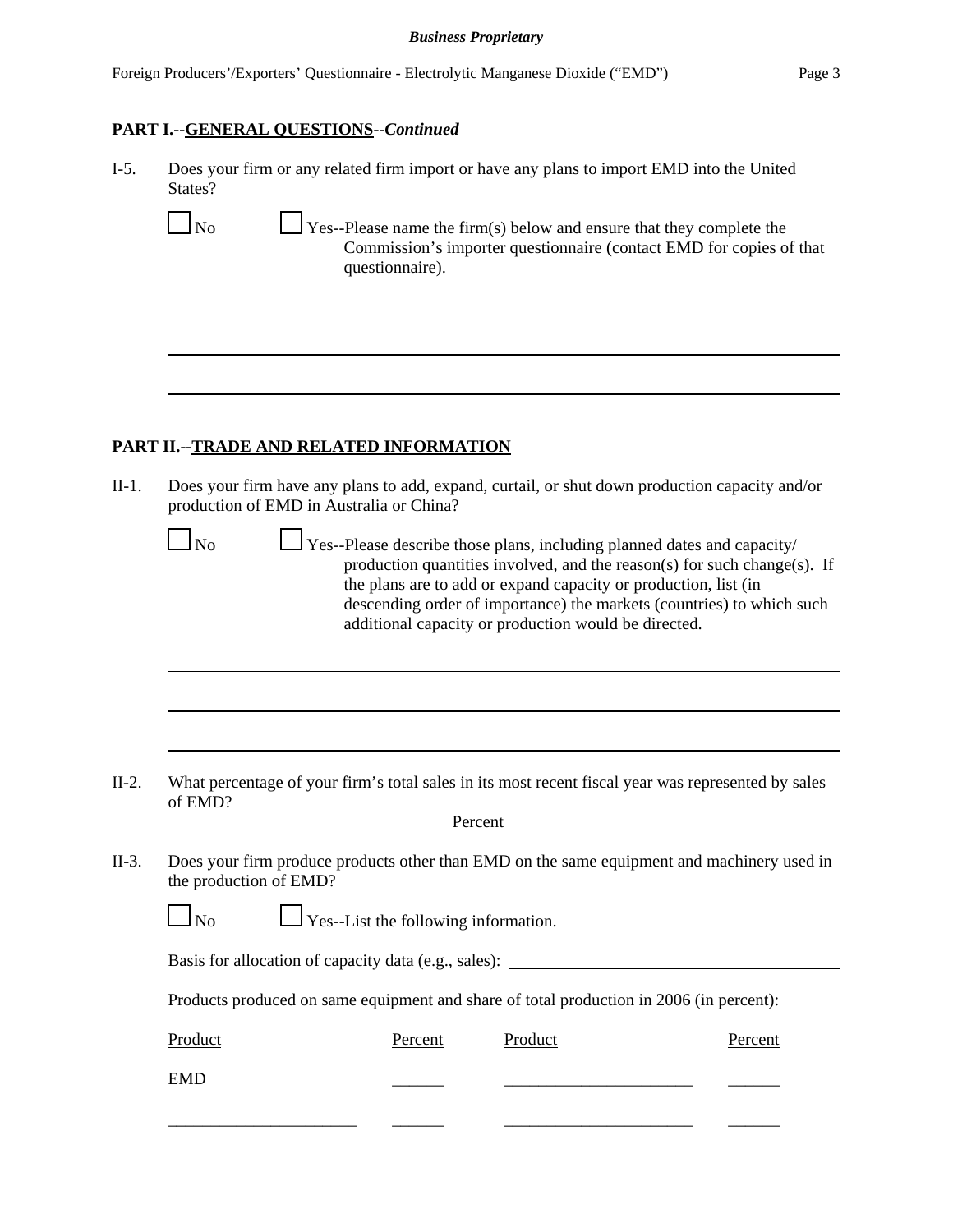**PART I.--GENERAL QUESTIONS--*Continued***

I-5. Does your firm or any related firm import or have any plans to import EMD into the United States?

☐ No ☐ Yes--Please name the firm(s) below and ensure that they complete the Commission's importer questionnaire (contact EMD for copies of that questionnaire).

______________________________________________________________________

______________________________________________________________________

______________________________________________________________________

**PART II.--TRADE AND RELATED INFORMATION**

II-1. Does your firm have any plans to add, expand, curtail, or shut down production capacity and/or production of EMD in Australia or China?

☐ No ☐ Yes--Please describe those plans, including planned dates and capacity/ production quantities involved, and the reason(s) for such change(s). If the plans are to add or expand capacity or production, list (in descending order of importance) the markets (countries) to which such additional capacity or production would be directed.

______________________________________________________________________

______________________________________________________________________

______________________________________________________________________

II-2. What percentage of your firm's total sales in its most recent fiscal year was represented by sales of EMD?

______ Percent

II-3. Does your firm produce products other than EMD on the same equipment and machinery used in the production of EMD?

☐ No ☐ Yes--List the following information.

Basis for allocation of capacity data (e.g., sales): ______________________________

Products produced on same equipment and share of total production in 2006 (in percent):

| Product | Percent | Product | Percent |
|---|---|---|---|
| EMD | ______ | ______________________ | ______ |
| ______________________ | ______ | ______________________ | ______ |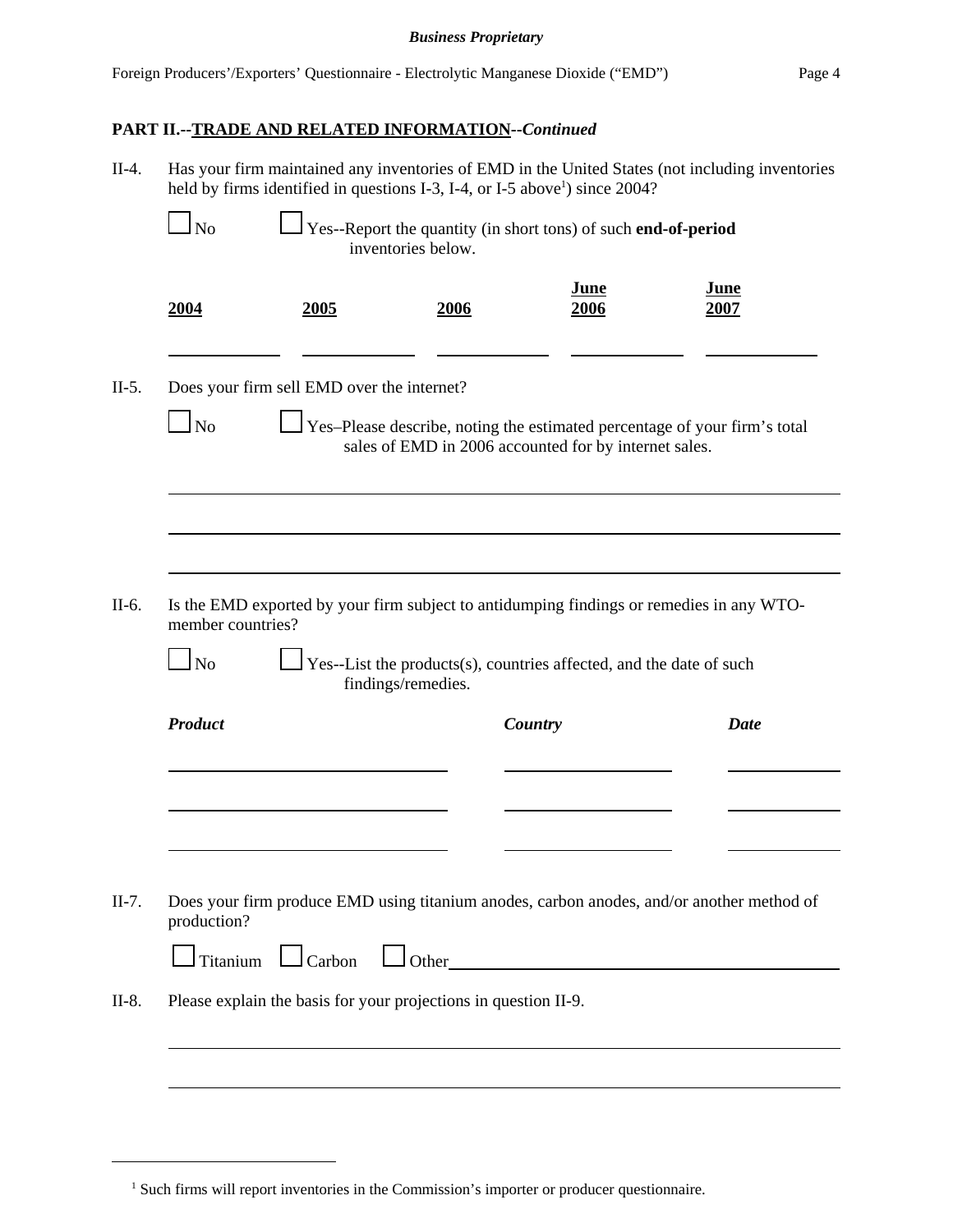## PART II.--TRADE AND RELATED INFORMATION--*Continued*

II-4. Has your firm maintained any inventories of EMD in the United States (not including inventories held by firms identified in questions I-3, I-4, or I-5 above[1]) since 2004?

☐ No ☐ Yes--Report the quantity (in short tons) of such **end-of-period** inventories below.

| 2004 | 2005 | 2006 | June 2006 | June 2007 |
|---|---|---|---|---|
| | | | | |

II-5. Does your firm sell EMD over the internet?

☐ No ☐ Yes–Please describe, noting the estimated percentage of your firm's total sales of EMD in 2006 accounted for by internet sales.

II-6. Is the EMD exported by your firm subject to antidumping findings or remedies in any WTO-member countries?

☐ No ☐ Yes--List the products(s), countries affected, and the date of such findings/remedies.

| *Product* | *Country* | *Date* |
|---|---|---|
| | | |
| | | |
| | | |

II-7. Does your firm produce EMD using titanium anodes, carbon anodes, and/or another method of production?

☐ Titanium ☐ Carbon ☐ Other\_\_\_\_\_\_\_\_\_\_\_\_\_\_\_\_\_\_\_\_

II-8. Please explain the basis for your projections in question II-9.

[1] Such firms will report inventories in the Commission's importer or producer questionnaire.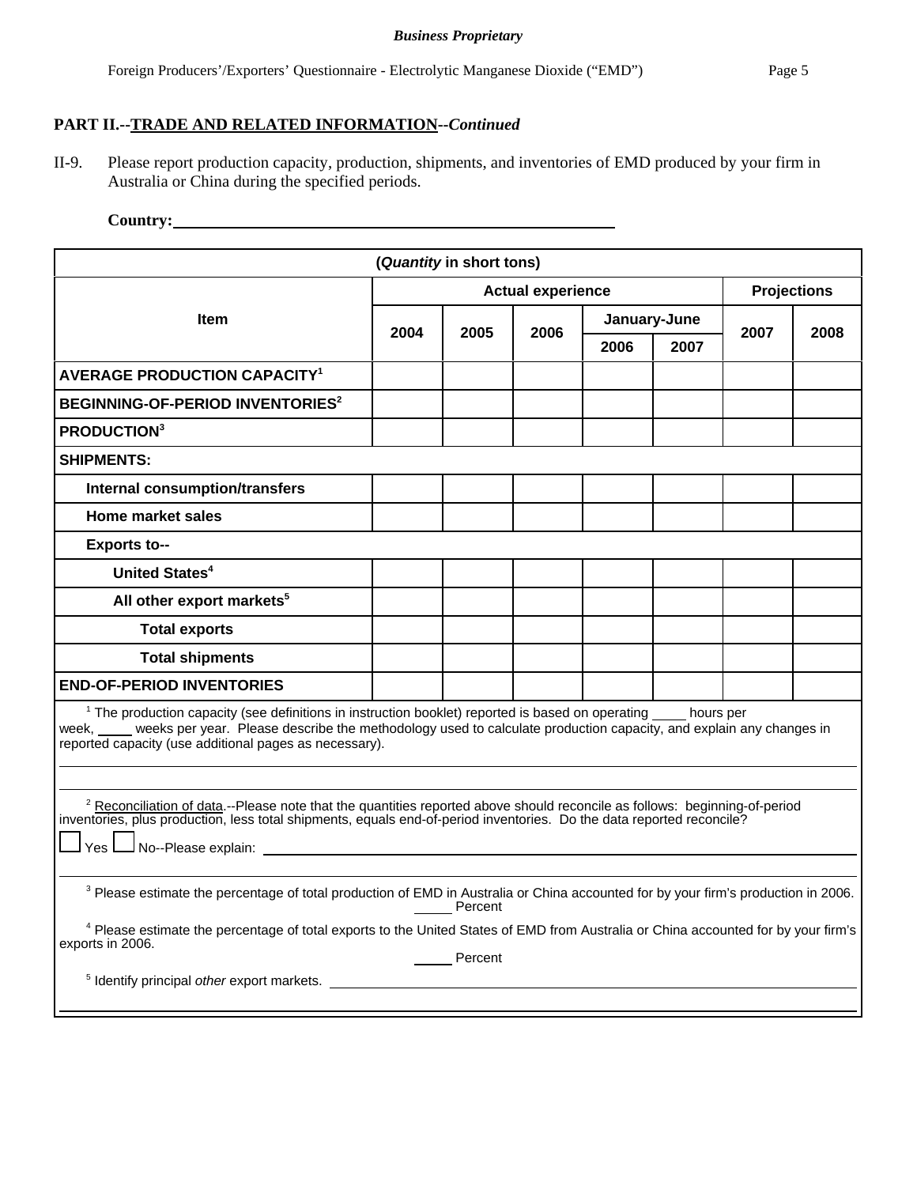## PART II.--TRADE AND RELATED INFORMATION--*Continued*

II-9. Please report production capacity, production, shipments, and inventories of EMD produced by your firm in Australia or China during the specified periods.

**Country:** ______________________________

| (*Quantity* in short tons) | | | | | | | |
|---|---|---|---|---|---|---|---|
| Item | Actual experience | | | | | Projections | |
| | 2004 | 2005 | 2006 | January-June | | 2007 | 2008 |
| | | | | 2006 | 2007 | | |
| **AVERAGE PRODUCTION CAPACITY**[1] | | | | | | | |
| **BEGINNING-OF-PERIOD INVENTORIES**[2] | | | | | | | |
| **PRODUCTION**[3] | | | | | | | |
| **SHIPMENTS:** | | | | | | | |
| **Internal consumption/transfers** | | | | | | | |
| **Home market sales** | | | | | | | |
| **Exports to--** | | | | | | | |
| **United States**[4] | | | | | | | |
| **All other export markets**[5] | | | | | | | |
| **Total exports** | | | | | | | |
| **Total shipments** | | | | | | | |
| **END-OF-PERIOD INVENTORIES** | | | | | | | |

[1] The production capacity (see definitions in instruction booklet) reported is based on operating _____ hours per week, _____ weeks per year. Please describe the methodology used to calculate production capacity, and explain any changes in reported capacity (use additional pages as necessary).

______________________________

[2] Reconciliation of data.--Please note that the quantities reported above should reconcile as follows: beginning-of-period inventories, plus production, less total shipments, equals end-of-period inventories. Do the data reported reconcile?

☐ Yes ☐ No--Please explain: ______________________________

[3] Please estimate the percentage of total production of EMD in Australia or China accounted for by your firm's production in 2006. _____ Percent

[4] Please estimate the percentage of total exports to the United States of EMD from Australia or China accounted for by your firm's exports in 2006. _____ Percent

[5] Identify principal *other* export markets. ______________________________